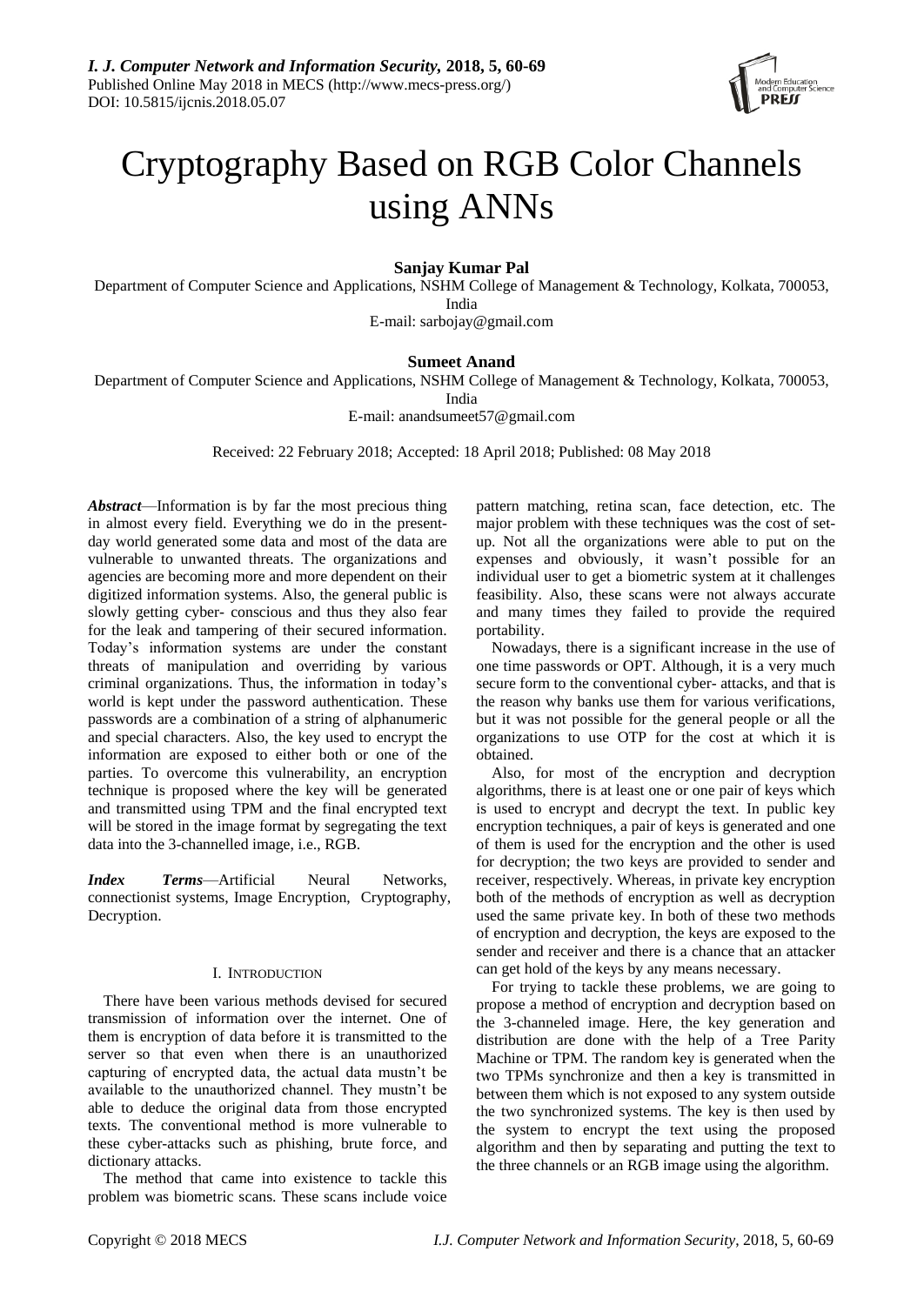# Cryptography Based on RGB Color Channels using ANNs

**Sanjay Kumar Pal**

Department of Computer Science and Applications, NSHM College of Management & Technology, Kolkata, 700053, India

E-mail: sarbojay@gmail.com

**Sumeet Anand**

Department of Computer Science and Applications, NSHM College of Management & Technology, Kolkata, 700053, India

E-mail: anandsumeet57@gmail.com

Received: 22 February 2018; Accepted: 18 April 2018; Published: 08 May 2018

***Abstract***—Information is by far the most precious thing in almost every field. Everything we do in the present-day world generated some data and most of the data are vulnerable to unwanted threats. The organizations and agencies are becoming more and more dependent on their digitized information systems. Also, the general public is slowly getting cyber- conscious and thus they also fear for the leak and tampering of their secured information. Today's information systems are under the constant threats of manipulation and overriding by various criminal organizations. Thus, the information in today's world is kept under the password authentication. These passwords are a combination of a string of alphanumeric and special characters. Also, the key used to encrypt the information are exposed to either both or one of the parties. To overcome this vulnerability, an encryption technique is proposed where the key will be generated and transmitted using TPM and the final encrypted text will be stored in the image format by segregating the text data into the 3-channelled image, i.e., RGB.

***Index Terms***—Artificial Neural Networks, connectionist systems, Image Encryption, Cryptography, Decryption.

## I. Introduction

There have been various methods devised for secured transmission of information over the internet. One of them is encryption of data before it is transmitted to the server so that even when there is an unauthorized capturing of encrypted data, the actual data mustn't be available to the unauthorized channel. They mustn't be able to deduce the original data from those encrypted texts. The conventional method is more vulnerable to these cyber-attacks such as phishing, brute force, and dictionary attacks.

The method that came into existence to tackle this problem was biometric scans. These scans include voice pattern matching, retina scan, face detection, etc. The major problem with these techniques was the cost of set-up. Not all the organizations were able to put on the expenses and obviously, it wasn't possible for an individual user to get a biometric system at it challenges feasibility. Also, these scans were not always accurate and many times they failed to provide the required portability.

Nowadays, there is a significant increase in the use of one time passwords or OPT. Although, it is a very much secure form to the conventional cyber- attacks, and that is the reason why banks use them for various verifications, but it was not possible for the general people or all the organizations to use OTP for the cost at which it is obtained.

Also, for most of the encryption and decryption algorithms, there is at least one or one pair of keys which is used to encrypt and decrypt the text. In public key encryption techniques, a pair of keys is generated and one of them is used for the encryption and the other is used for decryption; the two keys are provided to sender and receiver, respectively. Whereas, in private key encryption both of the methods of encryption as well as decryption used the same private key. In both of these two methods of encryption and decryption, the keys are exposed to the sender and receiver and there is a chance that an attacker can get hold of the keys by any means necessary.

For trying to tackle these problems, we are going to propose a method of encryption and decryption based on the 3-channeled image. Here, the key generation and distribution are done with the help of a Tree Parity Machine or TPM. The random key is generated when the two TPMs synchronize and then a key is transmitted in between them which is not exposed to any system outside the two synchronized systems. The key is then used by the system to encrypt the text using the proposed algorithm and then by separating and putting the text to the three channels or an RGB image using the algorithm.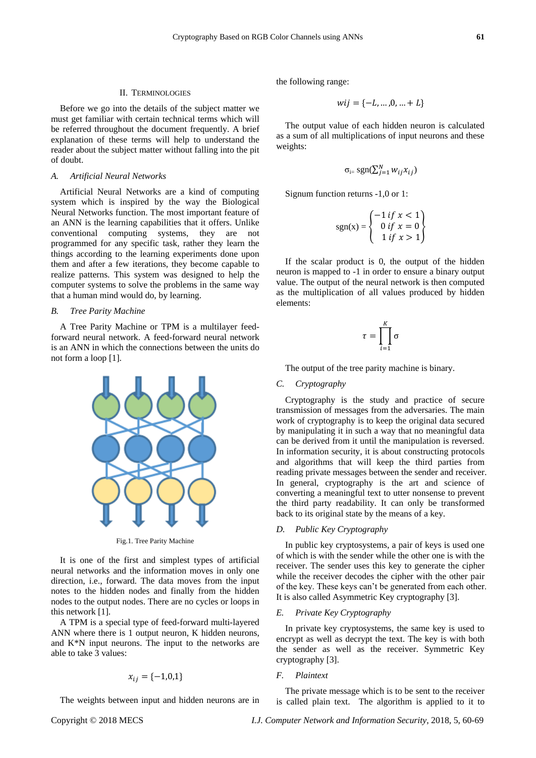## II. Terminologies

Before we go into the details of the subject matter we must get familiar with certain technical terms which will be referred throughout the document frequently. A brief explanation of these terms will help to understand the reader about the subject matter without falling into the pit of doubt.

### *A. Artificial Neural Networks*

Artificial Neural Networks are a kind of computing system which is inspired by the way the Biological Neural Networks function. The most important feature of an ANN is the learning capabilities that it offers. Unlike conventional computing systems, they are not programmed for any specific task, rather they learn the things according to the learning experiments done upon them and after a few iterations, they become capable to realize patterns. This system was designed to help the computer systems to solve the problems in the same way that a human mind would do, by learning.

### *B. Tree Parity Machine*

A Tree Parity Machine or TPM is a multilayer feed-forward neural network. A feed-forward neural network is an ANN in which the connections between the units do not form a loop [1].

Fig.1. Tree Parity Machine

It is one of the first and simplest types of artificial neural networks and the information moves in only one direction, i.e., forward. The data moves from the input notes to the hidden nodes and finally from the hidden nodes to the output nodes. There are no cycles or loops in this network [1].

A TPM is a special type of feed-forward multi-layered ANN where there is 1 output neuron, K hidden neurons, and K*N input neurons. The input to the networks are able to take 3 values:

$$x_{ij} = \{-1,0,1\}$$

The weights between input and hidden neurons are in the following range:

$$wij = \{-L, \ldots, 0, \ldots + L\}$$

The output value of each hidden neuron is calculated as a sum of all multiplications of input neurons and these weights:

$$\sigma_i = \operatorname{sgn}\left(\sum_{j=1}^{N} w_{ij} x_{ij}\right)$$

Signum function returns -1,0 or 1:

$$\operatorname{sgn}(x) = \begin{Bmatrix} -1 \; if \; x < 1 \\ 0 \; if \; x = 0 \\ 1 \; if \; x > 1 \end{Bmatrix}$$

If the scalar product is 0, the output of the hidden neuron is mapped to -1 in order to ensure a binary output value. The output of the neural network is then computed as the multiplication of all values produced by hidden elements:

$$\tau = \prod_{i=1}^{K} \sigma$$

The output of the tree parity machine is binary.

### *C. Cryptography*

Cryptography is the study and practice of secure transmission of messages from the adversaries. The main work of cryptography is to keep the original data secured by manipulating it in such a way that no meaningful data can be derived from it until the manipulation is reversed. In information security, it is about constructing protocols and algorithms that will keep the third parties from reading private messages between the sender and receiver. In general, cryptography is the art and science of converting a meaningful text to utter nonsense to prevent the third party readability. It can only be transformed back to its original state by the means of a key.

### *D. Public Key Cryptography*

In public key cryptosystems, a pair of keys is used one of which is with the sender while the other one is with the receiver. The sender uses this key to generate the cipher while the receiver decodes the cipher with the other pair of the key. These keys can't be generated from each other. It is also called Asymmetric Key cryptography [3].

### *E. Private Key Cryptography*

In private key cryptosystems, the same key is used to encrypt as well as decrypt the text. The key is with both the sender as well as the receiver. Symmetric Key cryptography [3].

### *F. Plaintext*

The private message which is to be sent to the receiver is called plain text. The algorithm is applied to it to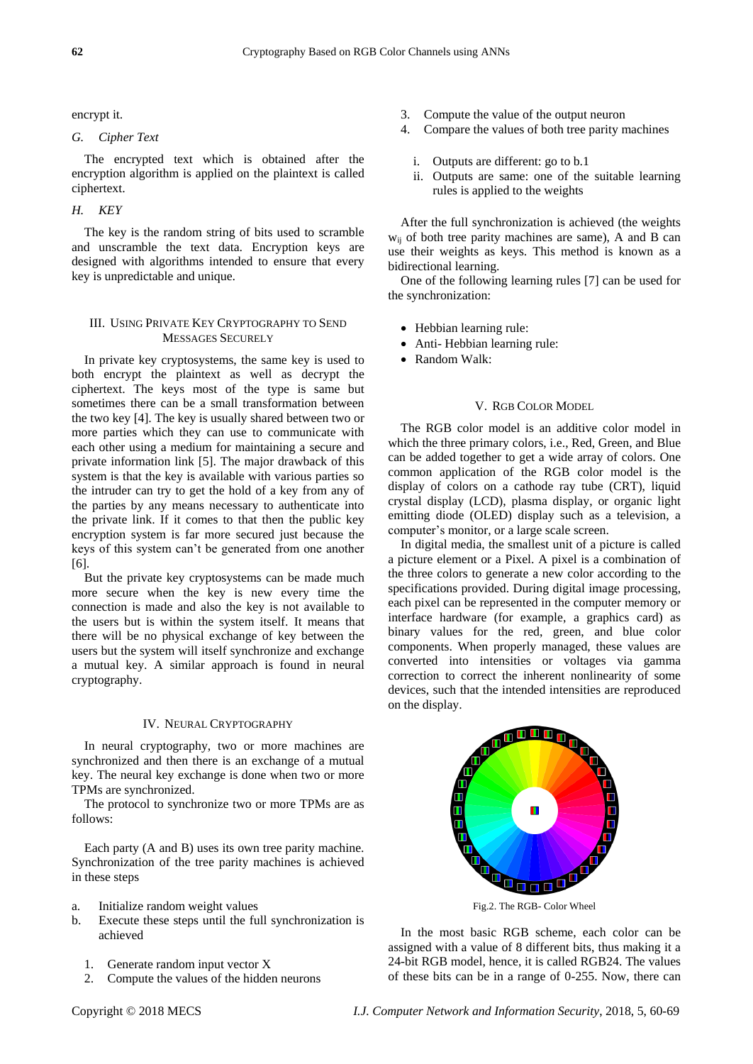encrypt it.

### *G. Cipher Text*

The encrypted text which is obtained after the encryption algorithm is applied on the plaintext is called ciphertext.

### *H. KEY*

The key is the random string of bits used to scramble and unscramble the text data. Encryption keys are designed with algorithms intended to ensure that every key is unpredictable and unique.

## III. Using Private Key Cryptography to Send Messages Securely

In private key cryptosystems, the same key is used to both encrypt the plaintext as well as decrypt the ciphertext. The keys most of the type is same but sometimes there can be a small transformation between the two key [4]. The key is usually shared between two or more parties which they can use to communicate with each other using a medium for maintaining a secure and private information link [5]. The major drawback of this system is that the key is available with various parties so the intruder can try to get the hold of a key from any of the parties by any means necessary to authenticate into the private link. If it comes to that then the public key encryption system is far more secured just because the keys of this system can't be generated from one another [6].

But the private key cryptosystems can be made much more secure when the key is new every time the connection is made and also the key is not available to the users but is within the system itself. It means that there will be no physical exchange of key between the users but the system will itself synchronize and exchange a mutual key. A similar approach is found in neural cryptography.

## IV. Neural Cryptography

In neural cryptography, two or more machines are synchronized and then there is an exchange of a mutual key. The neural key exchange is done when two or more TPMs are synchronized.

The protocol to synchronize two or more TPMs are as follows:

Each party (A and B) uses its own tree parity machine. Synchronization of the tree parity machines is achieved in these steps

a. Initialize random weight values
b. Execute these steps until the full synchronization is achieved
    1. Generate random input vector X
    2. Compute the values of the hidden neurons
    3. Compute the value of the output neuron
    4. Compare the values of both tree parity machines
        i. Outputs are different: go to b.1
        ii. Outputs are same: one of the suitable learning rules is applied to the weights

After the full synchronization is achieved (the weights $w_{ij}$ of both tree parity machines are same), A and B can use their weights as keys. This method is known as a bidirectional learning.

One of the following learning rules [7] can be used for the synchronization:

- Hebbian learning rule:
- Anti- Hebbian learning rule:
- Random Walk:

## V. RGB Color Model

The RGB color model is an additive color model in which the three primary colors, i.e., Red, Green, and Blue can be added together to get a wide array of colors. One common application of the RGB color model is the display of colors on a cathode ray tube (CRT), liquid crystal display (LCD), plasma display, or organic light emitting diode (OLED) display such as a television, a computer's monitor, or a large scale screen.

In digital media, the smallest unit of a picture is called a picture element or a Pixel. A pixel is a combination of the three colors to generate a new color according to the specifications provided. During digital image processing, each pixel can be represented in the computer memory or interface hardware (for example, a graphics card) as binary values for the red, green, and blue color components. When properly managed, these values are converted into intensities or voltages via gamma correction to correct the inherent nonlinearity of some devices, such that the intended intensities are reproduced on the display.

Fig.2. The RGB- Color Wheel

In the most basic RGB scheme, each color can be assigned with a value of 8 different bits, thus making it a 24-bit RGB model, hence, it is called RGB24. The values of these bits can be in a range of 0-255. Now, there can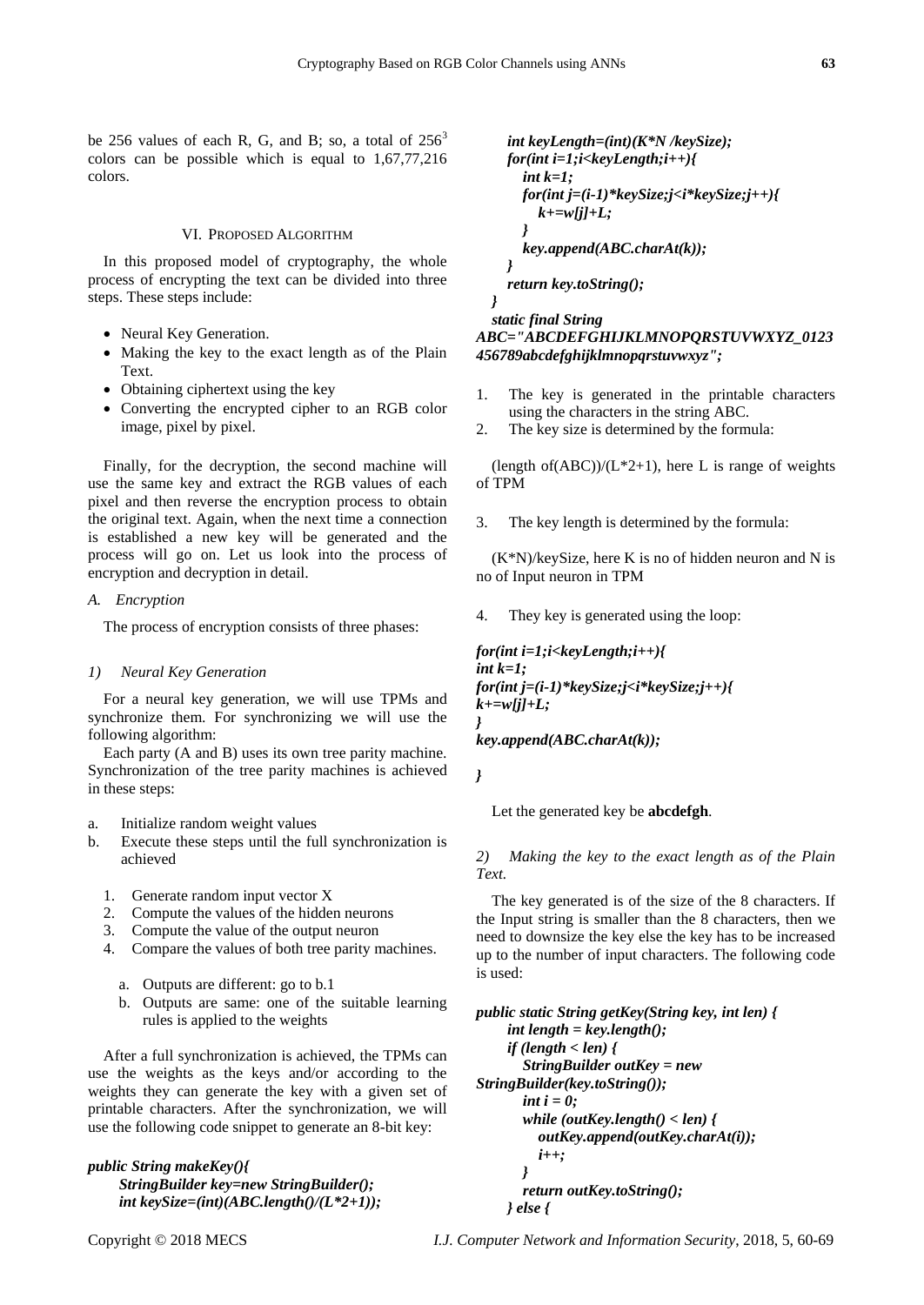be 256 values of each R, G, and B; so, a total of $256^3$ colors can be possible which is equal to 1,67,77,216 colors.

## VI. Proposed Algorithm

In this proposed model of cryptography, the whole process of encrypting the text can be divided into three steps. These steps include:

- Neural Key Generation.
- Making the key to the exact length as of the Plain Text.
- Obtaining ciphertext using the key
- Converting the encrypted cipher to an RGB color image, pixel by pixel.

Finally, for the decryption, the second machine will use the same key and extract the RGB values of each pixel and then reverse the encryption process to obtain the original text. Again, when the next time a connection is established a new key will be generated and the process will go on. Let us look into the process of encryption and decryption in detail.

### *A. Encryption*

The process of encryption consists of three phases:

#### *1) Neural Key Generation*

For a neural key generation, we will use TPMs and synchronize them. For synchronizing we will use the following algorithm:

Each party (A and B) uses its own tree parity machine. Synchronization of the tree parity machines is achieved in these steps:

a. Initialize random weight values
b. Execute these steps until the full synchronization is achieved
   1. Generate random input vector X
   2. Compute the values of the hidden neurons
   3. Compute the value of the output neuron
   4. Compare the values of both tree parity machines.
      a. Outputs are different: go to b.1
      b. Outputs are same: one of the suitable learning rules is applied to the weights

After a full synchronization is achieved, the TPMs can use the weights as the keys and/or according to the weights they can generate the key with a given set of printable characters. After the synchronization, we will use the following code snippet to generate an 8-bit key:

```
public String makeKey(){
    StringBuilder key=new StringBuilder();
    int keySize=(int)(ABC.length()/(L*2+1));
    int keyLength=(int)(K*N /keySize);
    for(int i=1;i<keyLength;i++){
        int k=1;
        for(int j=(i-1)*keySize;j<i*keySize;j++){
            k+=w[j]+L;
        }
        key.append(ABC.charAt(k));
    }
    return key.toString();
}
static final String
ABC="ABCDEFGHIJKLMNOPQRSTUVWXYZ_0123456789abcdefghijklmnopqrstuvwxyz";
```

1. The key is generated in the printable characters using the characters in the string ABC.
2. The key size is determined by the formula:

(length of(ABC))/(L*2+1), here L is range of weights of TPM

3. The key length is determined by the formula:

(K*N)/keySize, here K is no of hidden neuron and N is no of Input neuron in TPM

4. They key is generated using the loop:

```
for(int i=1;i<keyLength;i++){
int k=1;
for(int j=(i-1)*keySize;j<i*keySize;j++){
k+=w[j]+L;
}
key.append(ABC.charAt(k));

}
```

Let the generated key be **abcdefgh**.

#### *2) Making the key to the exact length as of the Plain Text.*

The key generated is of the size of the 8 characters. If the Input string is smaller than the 8 characters, then we need to downsize the key else the key has to be increased up to the number of input characters. The following code is used:

```
public static String getKey(String key, int len) {
    int length = key.length();
    if (length < len) {
        StringBuilder outKey = new
StringBuilder(key.toString());
        int i = 0;
        while (outKey.length() < len) {
            outKey.append(outKey.charAt(i));
            i++;
        }
        return outKey.toString();
    } else {
```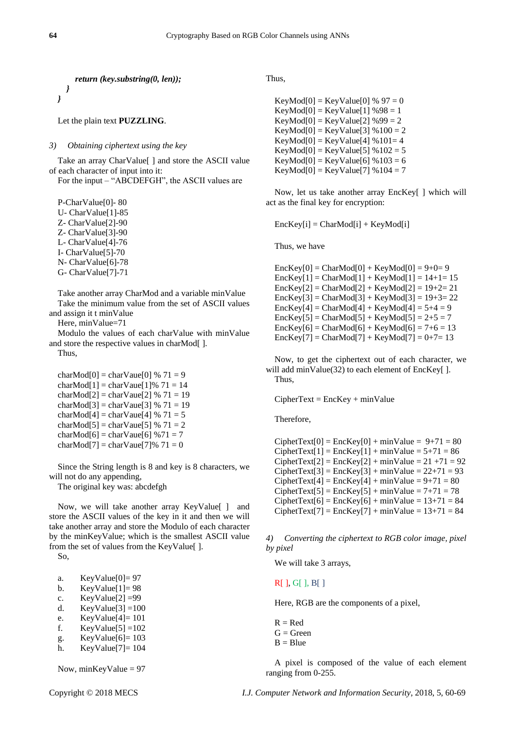```
        return (key.substring(0, len));
    }
}
```

Let the plain text **PUZZLING**.

*3) Obtaining ciphertext using the key*

Take an array CharValue[ ] and store the ASCII value of each character of input into it:

For the input – “ABCDEFGH”, the ASCII values are

P-CharValue[0]- 80
U- CharValue[1]-85
Z- CharValue[2]-90
Z- CharValue[3]-90
L- CharValue[4]-76
I- CharValue[5]-70
N- CharValue[6]-78
G- CharValue[7]-71

Take another array CharMod and a variable minValue

Take the minimum value from the set of ASCII values and assign it t minValue

Here, minValue=71

Modulo the values of each charValue with minValue and store the respective values in charMod[ ].

Thus,

charMod[0] = charVaue[0] % 71 = 9
charMod[1] = charVaue[1]% 71 = 14
charMod[2] = charVaue[2] % 71 = 19
charMod[3] = charVaue[3] % 71 = 19
charMod[4] = charVaue[4] % 71 = 5
charMod[5] = charVaue[5] % 71 = 2
charMod[6] = charVaue[6] %71 = 7
charMod[7] = charVaue[7]% 71 = 0

Since the String length is 8 and key is 8 characters, we will not do any appending,

The original key was: abcdefgh

Now, we will take another array KeyValue[ ] and store the ASCII values of the key in it and then we will take another array and store the Modulo of each character by the minKeyValue; which is the smallest ASCII value from the set of values from the KeyValue[ ].

So,

a. KeyValue[0]= 97
b. KeyValue[1]= 98
c. KeyValue[2] =99
d. KeyValue[3] =100
e. KeyValue[4]= 101
f. KeyValue[5] =102
g. KeyValue[6]= 103
h. KeyValue[7]= 104

Now, minKeyValue = 97

Thus,

KeyMod[0] = KeyValue[0] % 97 = 0
KeyMod[0] = KeyValue[1] %98 = 1
KeyMod[0] = KeyValue[2] %99 = 2
KeyMod[0] = KeyValue[3] %100 = 2
KeyMod[0] = KeyValue[4] %101= 4
KeyMod[0] = KeyValue[5] %102 = 5
KeyMod[0] = KeyValue[6] %103 = 6
KeyMod[0] = KeyValue[7] %104 = 7

Now, let us take another array EncKey[ ] which will act as the final key for encryption:

EncKey[i] = CharMod[i] + KeyMod[i]

Thus, we have

EncKey[0] = CharMod[0] + KeyMod[0] = 9+0= 9
EncKey[1] = CharMod[1] + KeyMod[1] = 14+1= 15
EncKey[2] = CharMod[2] + KeyMod[2] = 19+2= 21
EncKey[3] = CharMod[3] + KeyMod[3] = 19+3= 22
EncKey[4] = CharMod[4] + KeyMod[4] = 5+4 = 9
EncKey[5] = CharMod[5] + KeyMod[5] = 2+5 = 7
EncKey[6] = CharMod[6] + KeyMod[6] = 7+6 = 13
EncKey[7] = CharMod[7] + KeyMod[7] = 0+7= 13

Now, to get the ciphertext out of each character, we will add minValue(32) to each element of EncKey[ ].

Thus,

CipherText = EncKey + minValue

Therefore,

CiphetText[0] = EncKey[0] + minValue = 9+71 = 80
CiphetText[1] = EncKey[1] + minValue = 5+71 = 86
CiphetText[2] = EncKey[2] + minValue = 21 +71 = 92
CiphetText[3] = EncKey[3] + minValue = 22+71 = 93
CiphetText[4] = EncKey[4] + minValue = 9+71 = 80
CiphetText[5] = EncKey[5] + minValue = 7+71 = 78
CiphetText[6] = EncKey[6] + minValue = 13+71 = 84
CiphetText[7] = EncKey[7] + minValue = 13+71 = 84

*4) Converting the ciphertext to RGB color image, pixel by pixel*

We will take 3 arrays,

R[ ], G[ ], B[ ]

Here, RGB are the components of a pixel,

R = Red
G = Green
B = Blue

A pixel is composed of the value of each element ranging from 0-255.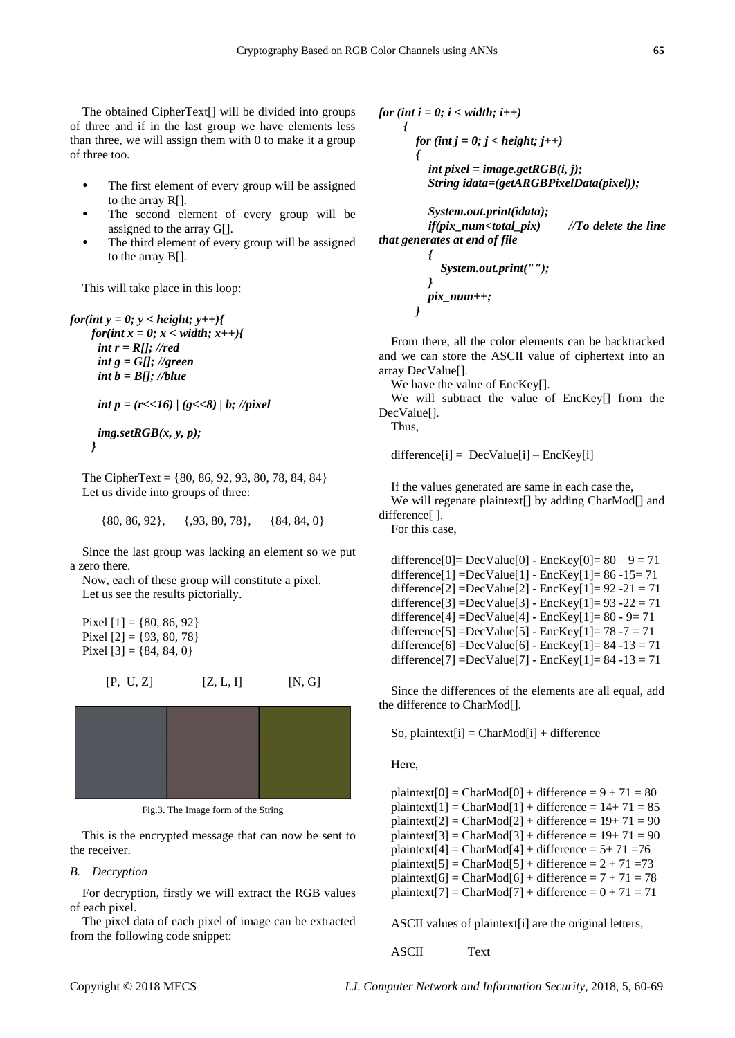The obtained CipherText[] will be divided into groups of three and if in the last group we have elements less than three, we will assign them with 0 to make it a group of three too.

- The first element of every group will be assigned to the array R[].
- The second element of every group will be assigned to the array G[].
- The third element of every group will be assigned to the array B[].

This will take place in this loop:

```
for(int y = 0; y < height; y++){
    for(int x = 0; x < width; x++){
      int r = R[]; //red
      int g = G[]; //green
      int b = B[]; //blue

      int p = (r<<16) | (g<<8) | b; //pixel

      img.setRGB(x, y, p);
    }
```

The CipherText = {80, 86, 92, 93, 80, 78, 84, 84}

Let us divide into groups of three:

{80, 86, 92},    {,93, 80, 78},    {84, 84, 0}

Since the last group was lacking an element so we put a zero there.

Now, each of these group will constitute a pixel.

Let us see the results pictorially.

Pixel [1] = {80, 86, 92}
Pixel [2] = {93, 80, 78}
Pixel [3] = {84, 84, 0}

[P, U, Z]    [Z, L, I]    [N, G]

Fig.3. The Image form of the String

This is the encrypted message that can now be sent to the receiver.

### B. Decryption

For decryption, firstly we will extract the RGB values of each pixel.

The pixel data of each pixel of image can be extracted from the following code snippet:

```
for (int i = 0; i < width; i++)
    {
      for (int j = 0; j < height; j++)
      {
        int pixel = image.getRGB(i, j);
        String idata=(getARGBPixelData(pixel));

        System.out.print(idata);
        if(pix_num<total_pix)    //To delete the line that generates at end of file
        {
          System.out.print("");
        }
        pix_num++;
      }
```

From there, all the color elements can be backtracked and we can store the ASCII value of ciphertext into an array DecValue[].

We have the value of EncKey[].

We will subtract the value of EncKey[] from the DecValue[].

Thus,

difference[i] = DecValue[i] – EncKey[i]

If the values generated are same in each case the,

We will regenate plaintext[] by adding CharMod[] and difference[ ].

For this case,

difference[0]= DecValue[0] - EncKey[0]= 80 – 9 = 71
difference[1] =DecValue[1] - EncKey[1]= 86 -15= 71
difference[2] =DecValue[2] - EncKey[1]= 92 -21 = 71
difference[3] =DecValue[3] - EncKey[1]= 93 -22 = 71
difference[4] =DecValue[4] - EncKey[1]= 80 - 9= 71
difference[5] =DecValue[5] - EncKey[1]= 78 -7 = 71
difference[6] =DecValue[6] - EncKey[1]= 84 -13 = 71
difference[7] =DecValue[7] - EncKey[1]= 84 -13 = 71

Since the differences of the elements are all equal, add the difference to CharMod[].

So, plaintext[i] = CharMod[i] + difference

Here,

plaintext[0] = CharMod[0] + difference = 9 + 71 = 80
plaintext[1] = CharMod[1] + difference = 14+ 71 = 85
plaintext[2] = CharMod[2] + difference = 19+ 71 = 90
plaintext[3] = CharMod[3] + difference = 19+ 71 = 90
plaintext[4] = CharMod[4] + difference = 5+ 71 =76
plaintext[5] = CharMod[5] + difference = 2 + 71 =73
plaintext[6] = CharMod[6] + difference = 7 + 71 = 78
plaintext[7] = CharMod[7] + difference = 0 + 71 = 71

ASCII values of plaintext[i] are the original letters,

ASCII    Text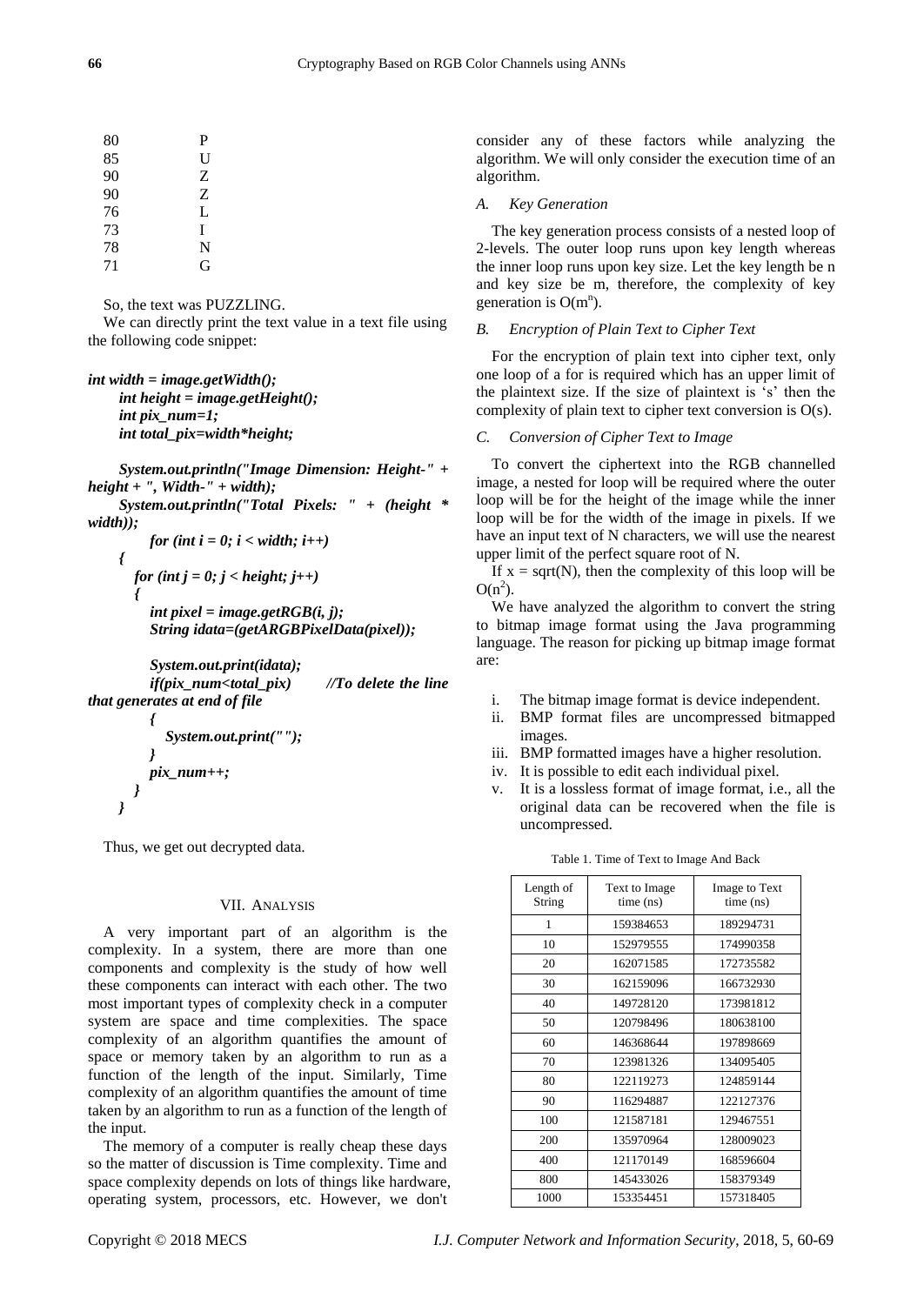| | |
|---|---|
| 80 | P |
| 85 | U |
| 90 | Z |
| 90 | Z |
| 76 | L |
| 73 | I |
| 78 | N |
| 71 | G |

So, the text was PUZZLING.

We can directly print the text value in a text file using the following code snippet:

```
int width = image.getWidth();
    int height = image.getHeight();
    int pix_num=1;
    int total_pix=width*height;

    System.out.println("Image Dimension: Height-" + height + ", Width-" + width);
    System.out.println("Total Pixels: " + (height * width));
        for (int i = 0; i < width; i++)
    {
        for (int j = 0; j < height; j++)
        {
            int pixel = image.getRGB(i, j);
            String idata=(getARGBPixelData(pixel));

            System.out.print(idata);
            if(pix_num<total_pix)        //To delete the line that generates at end of file
            {
                System.out.print("");
            }
            pix_num++;
        }
    }
```

Thus, we get out decrypted data.

## VII. Analysis

A very important part of an algorithm is the complexity. In a system, there are more than one components and complexity is the study of how well these components can interact with each other. The two most important types of complexity check in a computer system are space and time complexities. The space complexity of an algorithm quantifies the amount of space or memory taken by an algorithm to run as a function of the length of the input. Similarly, Time complexity of an algorithm quantifies the amount of time taken by an algorithm to run as a function of the length of the input.

The memory of a computer is really cheap these days so the matter of discussion is Time complexity. Time and space complexity depends on lots of things like hardware, operating system, processors, etc. However, we don't consider any of these factors while analyzing the algorithm. We will only consider the execution time of an algorithm.

### *A. Key Generation*

The key generation process consists of a nested loop of 2-levels. The outer loop runs upon key length whereas the inner loop runs upon key size. Let the key length be n and key size be m, therefore, the complexity of key generation is $O(m^n)$.

### *B. Encryption of Plain Text to Cipher Text*

For the encryption of plain text into cipher text, only one loop of a for is required which has an upper limit of the plaintext size. If the size of plaintext is 's' then the complexity of plain text to cipher text conversion is O(s).

### *C. Conversion of Cipher Text to Image*

To convert the ciphertext into the RGB channelled image, a nested for loop will be required where the outer loop will be for the height of the image while the inner loop will be for the width of the image in pixels. If we have an input text of N characters, we will use the nearest upper limit of the perfect square root of N.

If $x = \text{sqrt}(N)$, then the complexity of this loop will be $O(n^2)$.

We have analyzed the algorithm to convert the string to bitmap image format using the Java programming language. The reason for picking up bitmap image format are:

i. The bitmap image format is device independent.
ii. BMP format files are uncompressed bitmapped images.
iii. BMP formatted images have a higher resolution.
iv. It is possible to edit each individual pixel.
v. It is a lossless format of image format, i.e., all the original data can be recovered when the file is uncompressed.

Table 1. Time of Text to Image And Back

| Length of String | Text to Image time (ns) | Image to Text time (ns) |
|---|---|---|
| 1 | 159384653 | 189294731 |
| 10 | 152979555 | 174990358 |
| 20 | 162071585 | 172735582 |
| 30 | 162159096 | 166732930 |
| 40 | 149728120 | 173981812 |
| 50 | 120798496 | 180638100 |
| 60 | 146368644 | 197898669 |
| 70 | 123981326 | 134095405 |
| 80 | 122119273 | 124859144 |
| 90 | 116294887 | 122127376 |
| 100 | 121587181 | 129467551 |
| 200 | 135970964 | 128009023 |
| 400 | 121170149 | 168596604 |
| 800 | 145433026 | 158379349 |
| 1000 | 153354451 | 157318405 |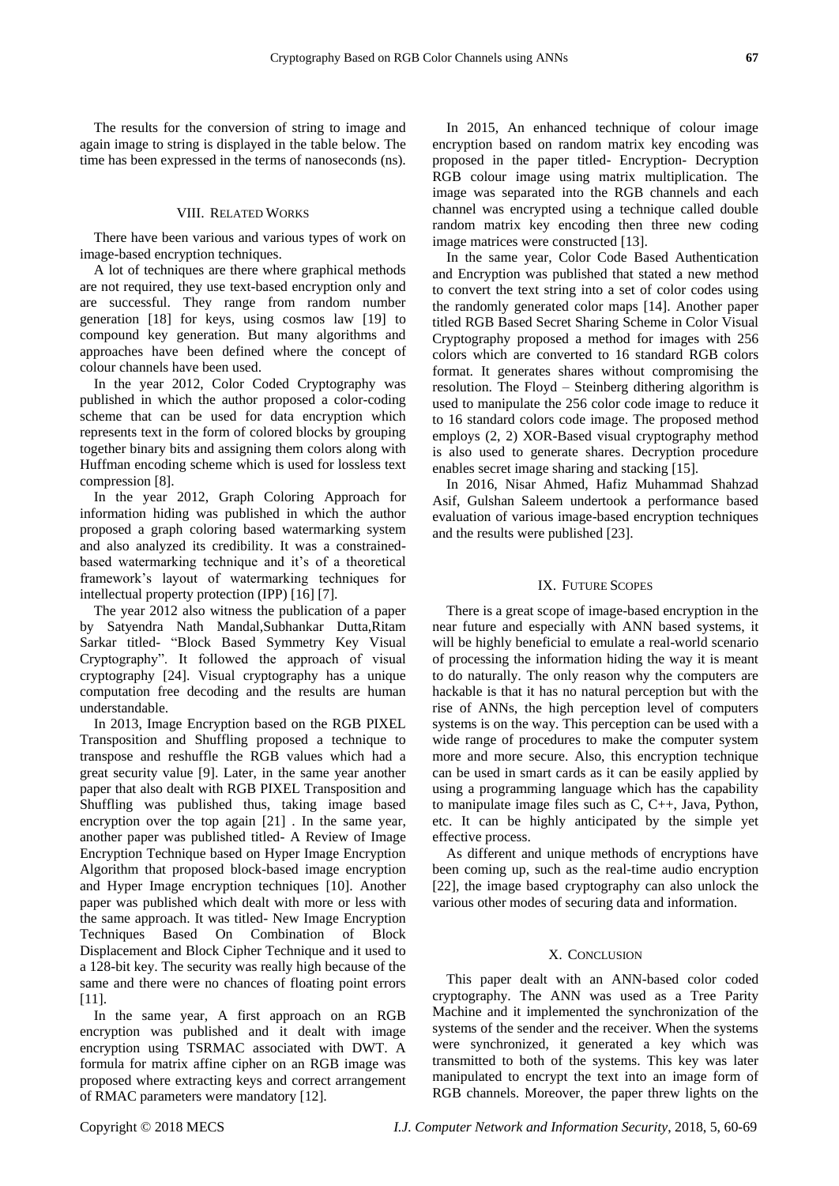The results for the conversion of string to image and again image to string is displayed in the table below. The time has been expressed in the terms of nanoseconds (ns).

## VIII. Related Works

There have been various and various types of work on image-based encryption techniques.

A lot of techniques are there where graphical methods are not required, they use text-based encryption only and are successful. They range from random number generation [18] for keys, using cosmos law [19] to compound key generation. But many algorithms and approaches have been defined where the concept of colour channels have been used.

In the year 2012, Color Coded Cryptography was published in which the author proposed a color-coding scheme that can be used for data encryption which represents text in the form of colored blocks by grouping together binary bits and assigning them colors along with Huffman encoding scheme which is used for lossless text compression [8].

In the year 2012, Graph Coloring Approach for information hiding was published in which the author proposed a graph coloring based watermarking system and also analyzed its credibility. It was a constrained-based watermarking technique and it's of a theoretical framework's layout of watermarking techniques for intellectual property protection (IPP) [16] [7].

The year 2012 also witness the publication of a paper by Satyendra Nath Mandal,Subhankar Dutta,Ritam Sarkar titled- "Block Based Symmetry Key Visual Cryptography". It followed the approach of visual cryptography [24]. Visual cryptography has a unique computation free decoding and the results are human understandable.

In 2013, Image Encryption based on the RGB PIXEL Transposition and Shuffling proposed a technique to transpose and reshuffle the RGB values which had a great security value [9]. Later, in the same year another paper that also dealt with RGB PIXEL Transposition and Shuffling was published thus, taking image based encryption over the top again [21] . In the same year, another paper was published titled- A Review of Image Encryption Technique based on Hyper Image Encryption Algorithm that proposed block-based image encryption and Hyper Image encryption techniques [10]. Another paper was published which dealt with more or less with the same approach. It was titled- New Image Encryption Techniques Based On Combination of Block Displacement and Block Cipher Technique and it used to a 128-bit key. The security was really high because of the same and there were no chances of floating point errors [11].

In the same year, A first approach on an RGB encryption was published and it dealt with image encryption using TSRMAC associated with DWT. A formula for matrix affine cipher on an RGB image was proposed where extracting keys and correct arrangement of RMAC parameters were mandatory [12].

In 2015, An enhanced technique of colour image encryption based on random matrix key encoding was proposed in the paper titled- Encryption- Decryption RGB colour image using matrix multiplication. The image was separated into the RGB channels and each channel was encrypted using a technique called double random matrix key encoding then three new coding image matrices were constructed [13].

In the same year, Color Code Based Authentication and Encryption was published that stated a new method to convert the text string into a set of color codes using the randomly generated color maps [14]. Another paper titled RGB Based Secret Sharing Scheme in Color Visual Cryptography proposed a method for images with 256 colors which are converted to 16 standard RGB colors format. It generates shares without compromising the resolution. The Floyd – Steinberg dithering algorithm is used to manipulate the 256 color code image to reduce it to 16 standard colors code image. The proposed method employs (2, 2) XOR-Based visual cryptography method is also used to generate shares. Decryption procedure enables secret image sharing and stacking [15].

In 2016, Nisar Ahmed, Hafiz Muhammad Shahzad Asif, Gulshan Saleem undertook a performance based evaluation of various image-based encryption techniques and the results were published [23].

## IX. Future Scopes

There is a great scope of image-based encryption in the near future and especially with ANN based systems, it will be highly beneficial to emulate a real-world scenario of processing the information hiding the way it is meant to do naturally. The only reason why the computers are hackable is that it has no natural perception but with the rise of ANNs, the high perception level of computers systems is on the way. This perception can be used with a wide range of procedures to make the computer system more and more secure. Also, this encryption technique can be used in smart cards as it can be easily applied by using a programming language which has the capability to manipulate image files such as C, C++, Java, Python, etc. It can be highly anticipated by the simple yet effective process.

As different and unique methods of encryptions have been coming up, such as the real-time audio encryption [22], the image based cryptography can also unlock the various other modes of securing data and information.

## X. Conclusion

This paper dealt with an ANN-based color coded cryptography. The ANN was used as a Tree Parity Machine and it implemented the synchronization of the systems of the sender and the receiver. When the systems were synchronized, it generated a key which was transmitted to both of the systems. This key was later manipulated to encrypt the text into an image form of RGB channels. Moreover, the paper threw lights on the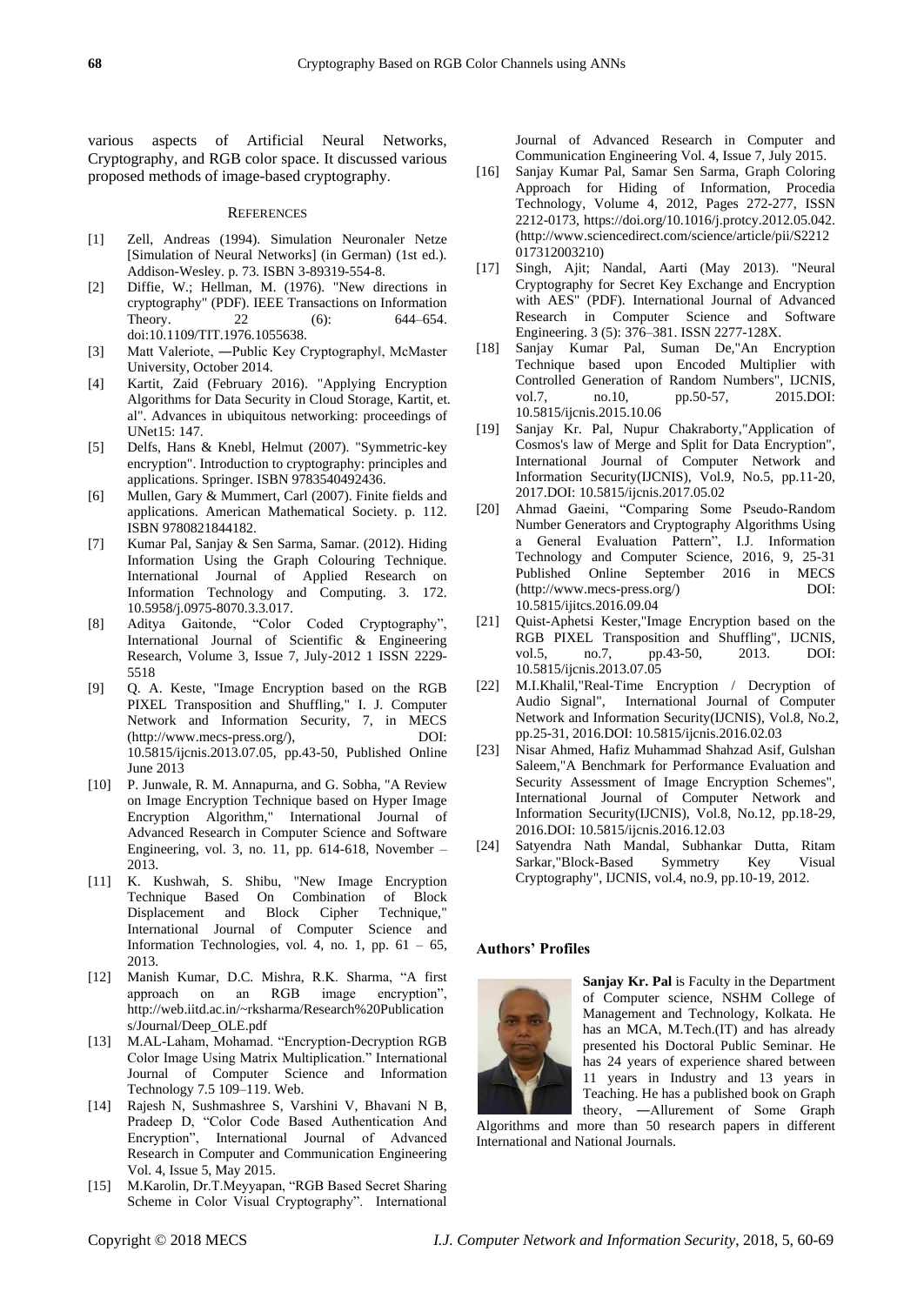various aspects of Artificial Neural Networks, Cryptography, and RGB color space. It discussed various proposed methods of image-based cryptography.

## REFERENCES

[1] Zell, Andreas (1994). Simulation Neuronaler Netze [Simulation of Neural Networks] (in German) (1st ed.). Addison-Wesley. p. 73. ISBN 3-89319-554-8.

[2] Diffie, W.; Hellman, M. (1976). "New directions in cryptography" (PDF). IEEE Transactions on Information Theory. 22 (6): 644–654. doi:10.1109/TIT.1976.1055638.

[3] Matt Valeriote, ―Public Key Cryptography‖, McMaster University, October 2014.

[4] Kartit, Zaid (February 2016). "Applying Encryption Algorithms for Data Security in Cloud Storage, Kartit, et. al". Advances in ubiquitous networking: proceedings of UNet15: 147.

[5] Delfs, Hans & Knebl, Helmut (2007). "Symmetric-key encryption". Introduction to cryptography: principles and applications. Springer. ISBN 9783540492436.

[6] Mullen, Gary & Mummert, Carl (2007). Finite fields and applications. American Mathematical Society. p. 112. ISBN 9780821844182.

[7] Kumar Pal, Sanjay & Sen Sarma, Samar. (2012). Hiding Information Using the Graph Colouring Technique. International Journal of Applied Research on Information Technology and Computing. 3. 172. 10.5958/j.0975-8070.3.3.017.

[8] Aditya Gaitonde, "Color Coded Cryptography", International Journal of Scientific & Engineering Research, Volume 3, Issue 7, July-2012 1 ISSN 2229-5518

[9] Q. A. Keste, "Image Encryption based on the RGB PIXEL Transposition and Shuffling," I. J. Computer Network and Information Security, 7, in MECS (http://www.mecs-press.org/), DOI: 10.5815/ijcnis.2013.07.05, pp.43-50, Published Online June 2013

[10] P. Junwale, R. M. Annapurna, and G. Sobha, "A Review on Image Encryption Technique based on Hyper Image Encryption Algorithm," International Journal of Advanced Research in Computer Science and Software Engineering, vol. 3, no. 11, pp. 614-618, November – 2013.

[11] K. Kushwah, S. Shibu, "New Image Encryption Technique Based On Combination of Block Displacement and Block Cipher Technique," International Journal of Computer Science and Information Technologies, vol. 4, no. 1, pp. 61 – 65, 2013.

[12] Manish Kumar, D.C. Mishra, R.K. Sharma, "A first approach on an RGB image encryption", http://web.iitd.ac.in/~rksharma/Research%20Publications/Journal/Deep_OLE.pdf

[13] M.AL-Laham, Mohamad. "Encryption-Decryption RGB Color Image Using Matrix Multiplication." International Journal of Computer Science and Information Technology 7.5 109–119. Web.

[14] Rajesh N, Sushmashree S, Varshini V, Bhavani N B, Pradeep D, "Color Code Based Authentication And Encryption", International Journal of Advanced Research in Computer and Communication Engineering Vol. 4, Issue 5, May 2015.

[15] M.Karolin, Dr.T.Meyyapan, "RGB Based Secret Sharing Scheme in Color Visual Cryptography". International Journal of Advanced Research in Computer and Communication Engineering Vol. 4, Issue 7, July 2015.

[16] Sanjay Kumar Pal, Samar Sen Sarma, Graph Coloring Approach for Hiding of Information, Procedia Technology, Volume 4, 2012, Pages 272-277, ISSN 2212-0173, https://doi.org/10.1016/j.protcy.2012.05.042. (http://www.sciencedirect.com/science/article/pii/S2212017312003210)

[17] Singh, Ajit; Nandal, Aarti (May 2013). "Neural Cryptography for Secret Key Exchange and Encryption with AES" (PDF). International Journal of Advanced Research in Computer Science and Software Engineering. 3 (5): 376–381. ISSN 2277-128X.

[18] Sanjay Kumar Pal, Suman De,"An Encryption Technique based upon Encoded Multiplier with Controlled Generation of Random Numbers", IJCNIS, vol.7, no.10, pp.50-57, 2015.DOI: 10.5815/ijcnis.2015.10.06

[19] Sanjay Kr. Pal, Nupur Chakraborty,"Application of Cosmos's law of Merge and Split for Data Encryption", International Journal of Computer Network and Information Security(IJCNIS), Vol.9, No.5, pp.11-20, 2017.DOI: 10.5815/ijcnis.2017.05.02

[20] Ahmad Gaeini, "Comparing Some Pseudo-Random Number Generators and Cryptography Algorithms Using a General Evaluation Pattern", I.J. Information Technology and Computer Science, 2016, 9, 25-31 Published Online September 2016 in MECS (http://www.mecs-press.org/) DOI: 10.5815/ijitcs.2016.09.04

[21] Quist-Aphetsi Kester,"Image Encryption based on the RGB PIXEL Transposition and Shuffling", IJCNIS, vol.5, no.7, pp.43-50, 2013. DOI: 10.5815/ijcnis.2013.07.05

[22] M.I.Khalil,"Real-Time Encryption / Decryption of Audio Signal", International Journal of Computer Network and Information Security(IJCNIS), Vol.8, No.2, pp.25-31, 2016.DOI: 10.5815/ijcnis.2016.02.03

[23] Nisar Ahmed, Hafiz Muhammad Shahzad Asif, Gulshan Saleem,"A Benchmark for Performance Evaluation and Security Assessment of Image Encryption Schemes", International Journal of Computer Network and Information Security(IJCNIS), Vol.8, No.12, pp.18-29, 2016.DOI: 10.5815/ijcnis.2016.12.03

[24] Satyendra Nath Mandal, Subhankar Dutta, Ritam Sarkar,"Block-Based Symmetry Key Visual Cryptography", IJCNIS, vol.4, no.9, pp.10-19, 2012.

### Authors' Profiles

**Sanjay Kr. Pal** is Faculty in the Department of Computer science, NSHM College of Management and Technology, Kolkata. He has an MCA, M.Tech.(IT) and has already presented his Doctoral Public Seminar. He has 24 years of experience shared between 11 years in Industry and 13 years in Teaching. He has a published book on Graph theory, ―Allurement of Some Graph Algorithms and more than 50 research papers in different International and National Journals.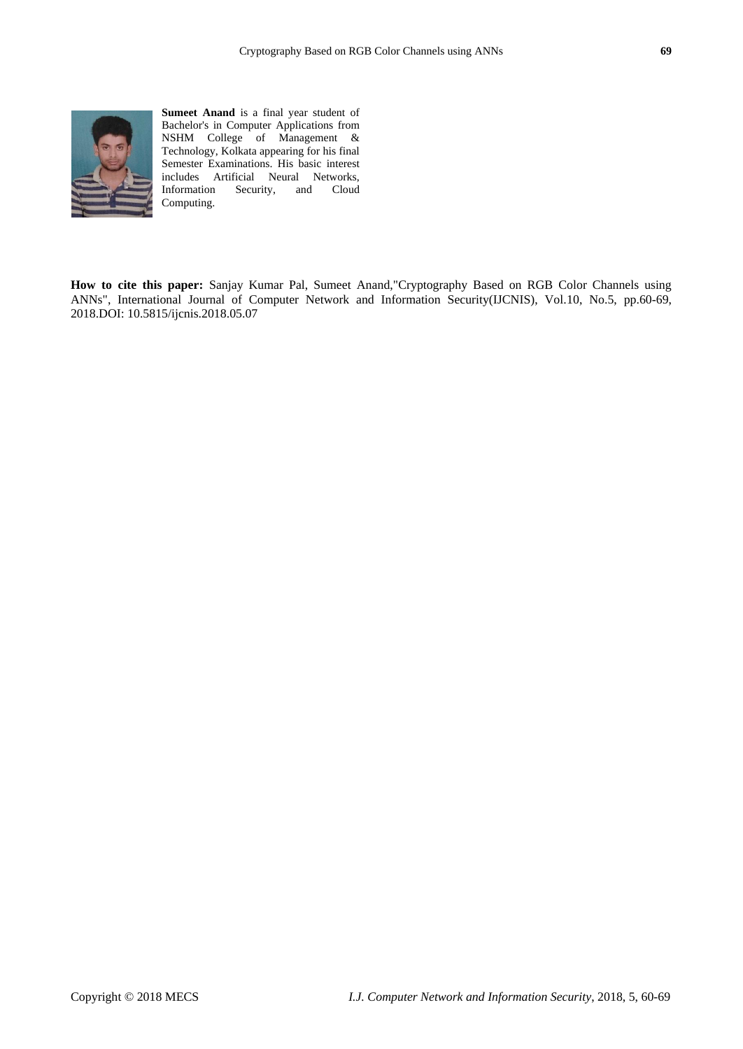**Sumeet Anand** is a final year student of Bachelor's in Computer Applications from NSHM College of Management & Technology, Kolkata appearing for his final Semester Examinations. His basic interest includes Artificial Neural Networks, Information Security, and Cloud Computing.

**How to cite this paper:** Sanjay Kumar Pal, Sumeet Anand,"Cryptography Based on RGB Color Channels using ANNs", International Journal of Computer Network and Information Security(IJCNIS), Vol.10, No.5, pp.60-69, 2018.DOI: 10.5815/ijcnis.2018.05.07